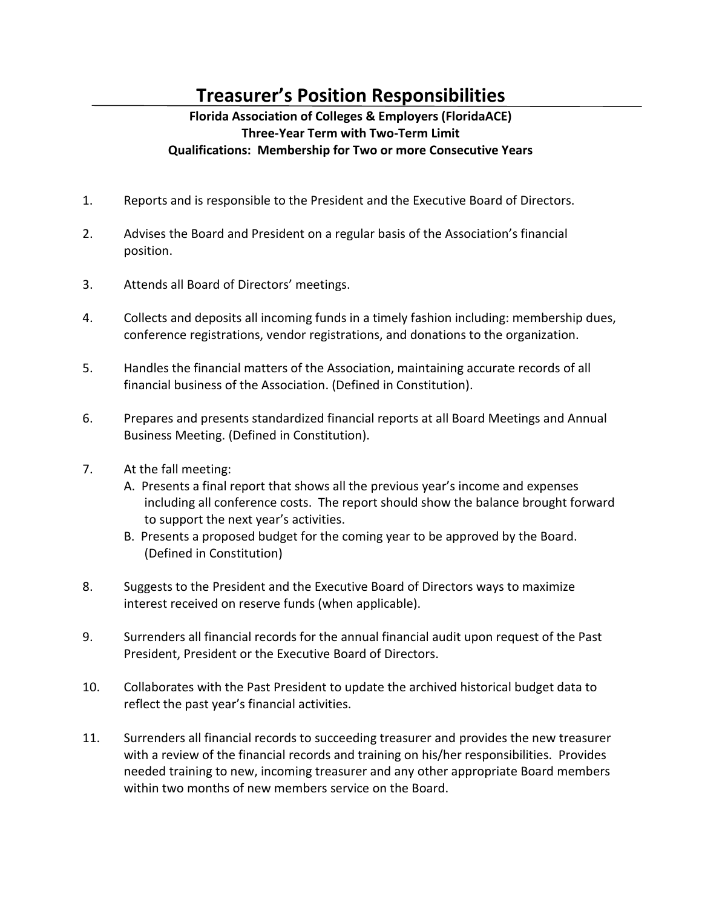# Treasurer's Position Responsibilities

**Florida Association of Colleges & Employers (FloridaACE)**
**Three-Year Term with Two-Term Limit**
**Qualifications: Membership for Two or more Consecutive Years**

1. Reports and is responsible to the President and the Executive Board of Directors.

2. Advises the Board and President on a regular basis of the Association's financial position.

3. Attends all Board of Directors' meetings.

4. Collects and deposits all incoming funds in a timely fashion including: membership dues, conference registrations, vendor registrations, and donations to the organization.

5. Handles the financial matters of the Association, maintaining accurate records of all financial business of the Association. (Defined in Constitution).

6. Prepares and presents standardized financial reports at all Board Meetings and Annual Business Meeting. (Defined in Constitution).

7. At the fall meeting:
   A. Presents a final report that shows all the previous year's income and expenses including all conference costs. The report should show the balance brought forward to support the next year's activities.
   B. Presents a proposed budget for the coming year to be approved by the Board. (Defined in Constitution)

8. Suggests to the President and the Executive Board of Directors ways to maximize interest received on reserve funds (when applicable).

9. Surrenders all financial records for the annual financial audit upon request of the Past President, President or the Executive Board of Directors.

10. Collaborates with the Past President to update the archived historical budget data to reflect the past year's financial activities.

11. Surrenders all financial records to succeeding treasurer and provides the new treasurer with a review of the financial records and training on his/her responsibilities. Provides needed training to new, incoming treasurer and any other appropriate Board members within two months of new members service on the Board.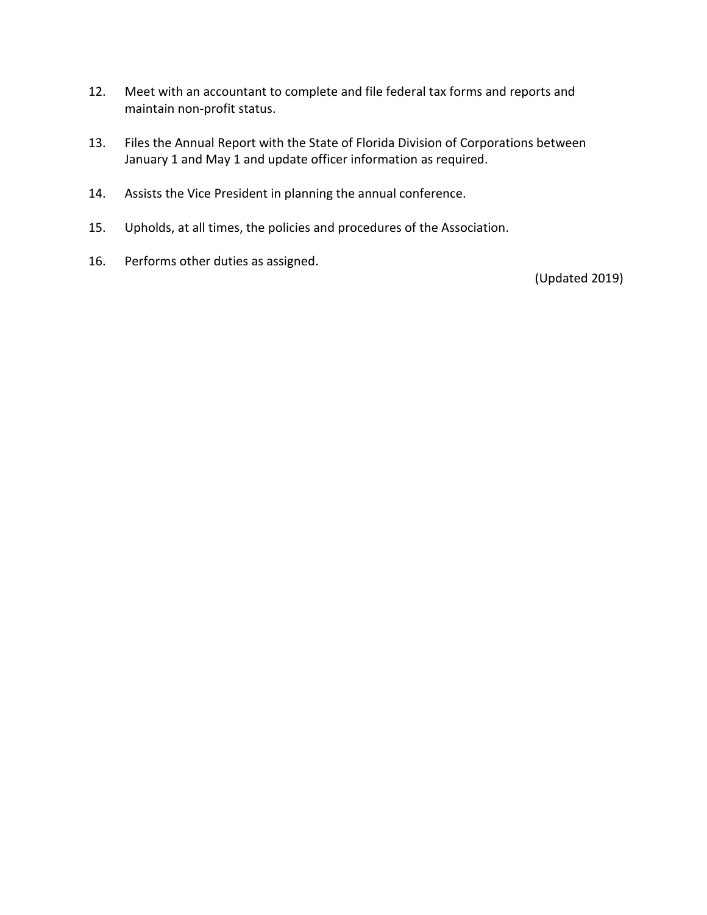12. Meet with an accountant to complete and file federal tax forms and reports and maintain non-profit status.

13. Files the Annual Report with the State of Florida Division of Corporations between January 1 and May 1 and update officer information as required.

14. Assists the Vice President in planning the annual conference.

15. Upholds, at all times, the policies and procedures of the Association.

16. Performs other duties as assigned.

(Updated 2019)